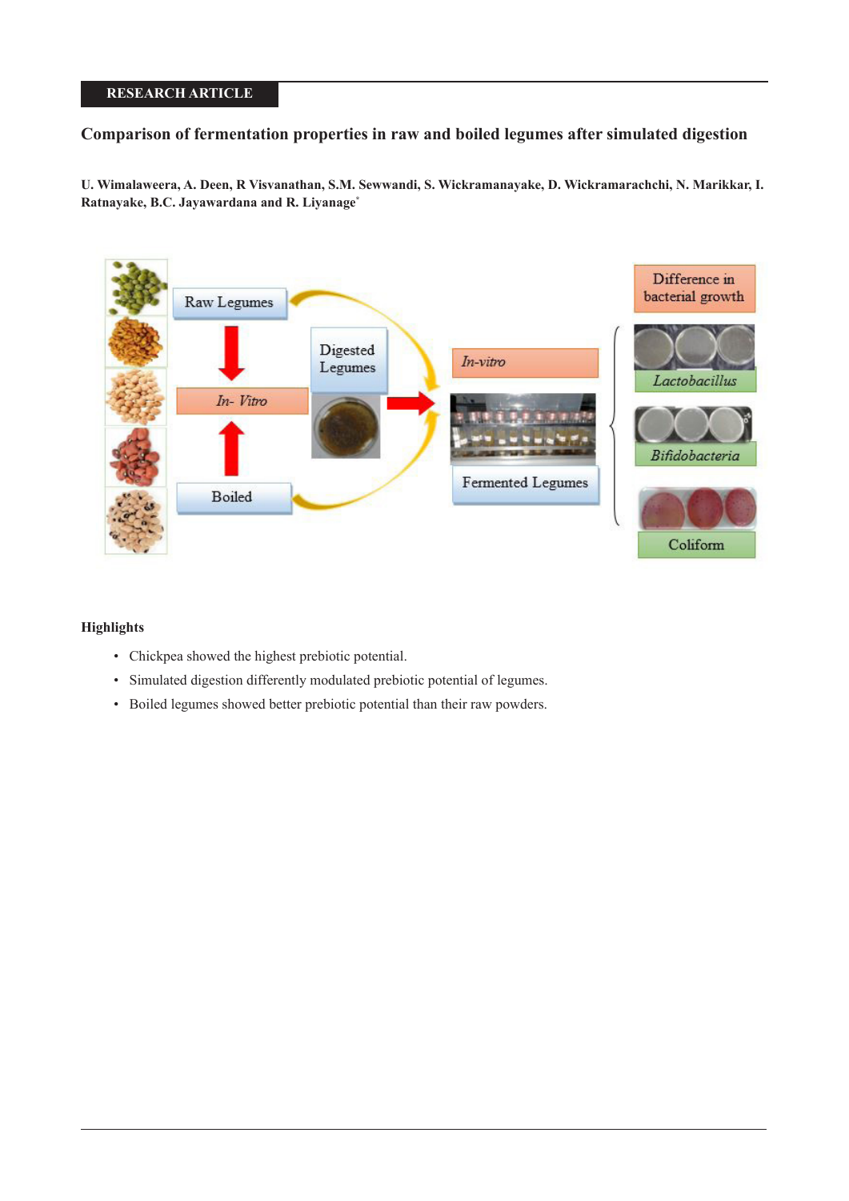RESEARCH ARTICLE

# Comparison of fermentation properties in raw and boiled legumes after simulated digestion

**U. Wimalaweera, A. Deen, R Visvanathan, S.M. Sewwandi, S. Wickramanayake, D. Wickramarachchi, N. Marikkar, I. Ratnayake, B.C. Jayawardana and R. Liyanage***

### Highlights

- Chickpea showed the highest prebiotic potential.
- Simulated digestion differently modulated prebiotic potential of legumes.
- Boiled legumes showed better prebiotic potential than their raw powders.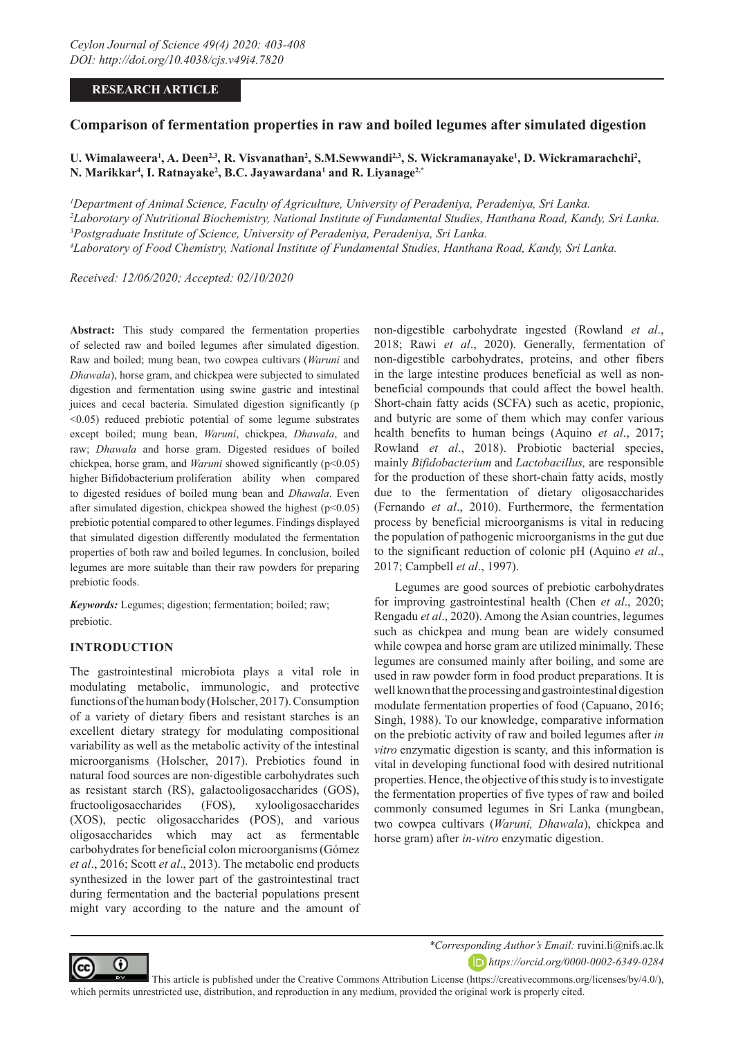**RESEARCH ARTICLE**

# Comparison of fermentation properties in raw and boiled legumes after simulated digestion

**U. Wimalaweera[1], A. Deen[2,3], R. Visvanathan[2], S.M.Sewwandi[2,3], S. Wickramanayake[1], D. Wickramarachchi[2], N. Marikkar[4], I. Ratnayake[2], B.C. Jayawardana[1] and R. Liyanage[2,*]**

[1]*Department of Animal Science, Faculty of Agriculture, University of Peradeniya, Peradeniya, Sri Lanka.*
[2]*Laborotary of Nutritional Biochemistry, National Institute of Fundamental Studies, Hanthana Road, Kandy, Sri Lanka.*
[3]*Postgraduate Institute of Science, University of Peradeniya, Peradeniya, Sri Lanka.*
[4]*Laboratory of Food Chemistry, National Institute of Fundamental Studies, Hanthana Road, Kandy, Sri Lanka.*

*Received: 12/06/2020; Accepted: 02/10/2020*

**Abstract:** This study compared the fermentation properties of selected raw and boiled legumes after simulated digestion. Raw and boiled; mung bean, two cowpea cultivars (*Waruni* and *Dhawala*), horse gram, and chickpea were subjected to simulated digestion and fermentation using swine gastric and intestinal juices and cecal bacteria. Simulated digestion significantly (p <0.05) reduced prebiotic potential of some legume substrates except boiled; mung bean, *Waruni*, chickpea, *Dhawala*, and raw; *Dhawala* and horse gram. Digested residues of boiled chickpea, horse gram, and *Waruni* showed significantly (p<0.05) higher Bifidobacterium proliferation ability when compared to digested residues of boiled mung bean and *Dhawala*. Even after simulated digestion, chickpea showed the highest (p<0.05) prebiotic potential compared to other legumes. Findings displayed that simulated digestion differently modulated the fermentation properties of both raw and boiled legumes. In conclusion, boiled legumes are more suitable than their raw powders for preparing prebiotic foods.

***Keywords:*** Legumes; digestion; fermentation; boiled; raw; prebiotic.

## INTRODUCTION

The gastrointestinal microbiota plays a vital role in modulating metabolic, immunologic, and protective functions of the human body (Holscher, 2017). Consumption of a variety of dietary fibers and resistant starches is an excellent dietary strategy for modulating compositional variability as well as the metabolic activity of the intestinal microorganisms (Holscher, 2017). Prebiotics found in natural food sources are non-digestible carbohydrates such as resistant starch (RS), galactooligosaccharides (GOS), fructooligosaccharides (FOS), xylooligosaccharides (XOS), pectic oligosaccharides (POS), and various oligosaccharides which may act as fermentable carbohydrates for beneficial colon microorganisms (Gómez *et al*., 2016; Scott *et al*., 2013). The metabolic end products synthesized in the lower part of the gastrointestinal tract during fermentation and the bacterial populations present might vary according to the nature and the amount of non-digestible carbohydrate ingested (Rowland *et al*., 2018; Rawi *et al*., 2020). Generally, fermentation of non-digestible carbohydrates, proteins, and other fibers in the large intestine produces beneficial as well as non-beneficial compounds that could affect the bowel health. Short-chain fatty acids (SCFA) such as acetic, propionic, and butyric are some of them which may confer various health benefits to human beings (Aquino *et al*., 2017; Rowland *et al*., 2018). Probiotic bacterial species, mainly *Bifidobacterium* and *Lactobacillus,* are responsible for the production of these short-chain fatty acids, mostly due to the fermentation of dietary oligosaccharides (Fernando *et al*., 2010). Furthermore, the fermentation process by beneficial microorganisms is vital in reducing the population of pathogenic microorganisms in the gut due to the significant reduction of colonic pH (Aquino *et al*., 2017; Campbell *et al*., 1997).

Legumes are good sources of prebiotic carbohydrates for improving gastrointestinal health (Chen *et al*., 2020; Rengadu *et al*., 2020). Among the Asian countries, legumes such as chickpea and mung bean are widely consumed while cowpea and horse gram are utilized minimally. These legumes are consumed mainly after boiling, and some are used in raw powder form in food product preparations. It is well known that the processing and gastrointestinal digestion modulate fermentation properties of food (Capuano, 2016; Singh, 1988). To our knowledge, comparative information on the prebiotic activity of raw and boiled legumes after *in vitro* enzymatic digestion is scanty, and this information is vital in developing functional food with desired nutritional properties. Hence, the objective of this study is to investigate the fermentation properties of five types of raw and boiled commonly consumed legumes in Sri Lanka (mungbean, two cowpea cultivars (*Waruni, Dhawala*), chickpea and horse gram) after *in-vitro* enzymatic digestion.

*\*Corresponding Author's Email:* ruvini.li@nifs.ac.lk
https://orcid.org/0000-0002-6349-0284

This article is published under the Creative Commons Attribution License (https://creativecommons.org/licenses/by/4.0/), which permits unrestricted use, distribution, and reproduction in any medium, provided the original work is properly cited.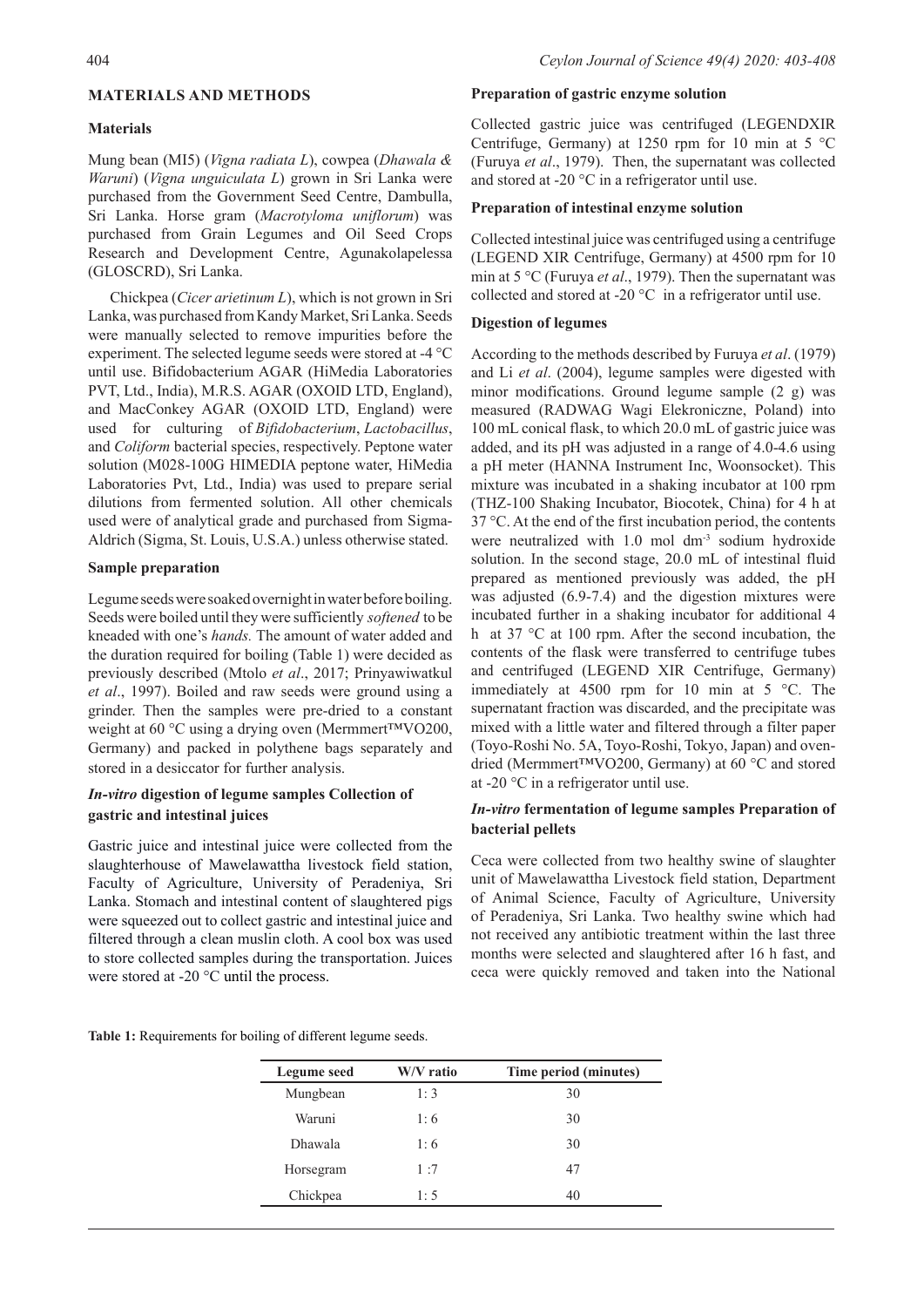## MATERIALS AND METHODS

### Materials

Mung bean (MI5) (*Vigna radiata L*), cowpea (*Dhawala & Waruni*) (*Vigna unguiculata L*) grown in Sri Lanka were purchased from the Government Seed Centre, Dambulla, Sri Lanka. Horse gram (*Macrotyloma uniflorum*) was purchased from Grain Legumes and Oil Seed Crops Research and Development Centre, Agunakolapelessa (GLOSCRD), Sri Lanka.

Chickpea (*Cicer arietinum L*), which is not grown in Sri Lanka, was purchased from Kandy Market, Sri Lanka. Seeds were manually selected to remove impurities before the experiment. The selected legume seeds were stored at -4 °C until use. Bifidobacterium AGAR (HiMedia Laboratories PVT, Ltd., India), M.R.S. AGAR (OXOID LTD, England), and MacConkey AGAR (OXOID LTD, England) were used for culturing of *Bifidobacterium*, *Lactobacillus*, and *Coliform* bacterial species, respectively. Peptone water solution (M028-100G HIMEDIA peptone water, HiMedia Laboratories Pvt, Ltd., India) was used to prepare serial dilutions from fermented solution. All other chemicals used were of analytical grade and purchased from Sigma-Aldrich (Sigma, St. Louis, U.S.A.) unless otherwise stated.

### Sample preparation

Legume seeds were soaked overnight in water before boiling. Seeds were boiled until they were sufficiently *softened* to be kneaded with one's *hands.* The amount of water added and the duration required for boiling (Table 1) were decided as previously described (Mtolo *et al*., 2017; Prinyawiwatkul *et al*., 1997). Boiled and raw seeds were ground using a grinder. Then the samples were pre-dried to a constant weight at 60 °C using a drying oven (Mermmert™VO200, Germany) and packed in polythene bags separately and stored in a desiccator for further analysis.

### *In-vitro* digestion of legume samples Collection of gastric and intestinal juices

Gastric juice and intestinal juice were collected from the slaughterhouse of Mawelawattha livestock field station, Faculty of Agriculture, University of Peradeniya, Sri Lanka. Stomach and intestinal content of slaughtered pigs were squeezed out to collect gastric and intestinal juice and filtered through a clean muslin cloth. A cool box was used to store collected samples during the transportation. Juices were stored at -20 °C until the process.

### Preparation of gastric enzyme solution

Collected gastric juice was centrifuged (LEGENDXIR Centrifuge, Germany) at 1250 rpm for 10 min at 5 °C (Furuya *et al*., 1979). Then, the supernatant was collected and stored at -20 °C in a refrigerator until use.

### Preparation of intestinal enzyme solution

Collected intestinal juice was centrifuged using a centrifuge (LEGEND XIR Centrifuge, Germany) at 4500 rpm for 10 min at 5 °C (Furuya *et al*., 1979). Then the supernatant was collected and stored at -20 °C in a refrigerator until use.

### Digestion of legumes

According to the methods described by Furuya *et al*. (1979) and Li *et al*. (2004), legume samples were digested with minor modifications. Ground legume sample (2 g) was measured (RADWAG Wagi Elekroniczne, Poland) into 100 mL conical flask, to which 20.0 mL of gastric juice was added, and its pH was adjusted in a range of 4.0-4.6 using a pH meter (HANNA Instrument Inc, Woonsocket). This mixture was incubated in a shaking incubator at 100 rpm (THZ-100 Shaking Incubator, Biocotek, China) for 4 h at 37 °C. At the end of the first incubation period, the contents were neutralized with 1.0 mol $dm^{-3}$ sodium hydroxide solution. In the second stage, 20.0 mL of intestinal fluid prepared as mentioned previously was added, the pH was adjusted (6.9-7.4) and the digestion mixtures were incubated further in a shaking incubator for additional 4 h at 37 °C at 100 rpm. After the second incubation, the contents of the flask were transferred to centrifuge tubes and centrifuged (LEGEND XIR Centrifuge, Germany) immediately at 4500 rpm for 10 min at 5 °C. The supernatant fraction was discarded, and the precipitate was mixed with a little water and filtered through a filter paper (Toyo-Roshi No. 5A, Toyo-Roshi, Tokyo, Japan) and oven-dried (Mermmert™VO200, Germany) at 60 °C and stored at -20 °C in a refrigerator until use.

### *In-vitro* fermentation of legume samples Preparation of bacterial pellets

Ceca were collected from two healthy swine of slaughter unit of Mawelawattha Livestock field station, Department of Animal Science, Faculty of Agriculture, University of Peradeniya, Sri Lanka. Two healthy swine which had not received any antibiotic treatment within the last three months were selected and slaughtered after 16 h fast, and ceca were quickly removed and taken into the National

**Table 1:** Requirements for boiling of different legume seeds.

| Legume seed | W/V ratio | Time period (minutes) |
|---|---|---|
| Mungbean | 1: 3 | 30 |
| Waruni | 1: 6 | 30 |
| Dhawala | 1: 6 | 30 |
| Horsegram | 1 :7 | 47 |
| Chickpea | 1: 5 | 40 |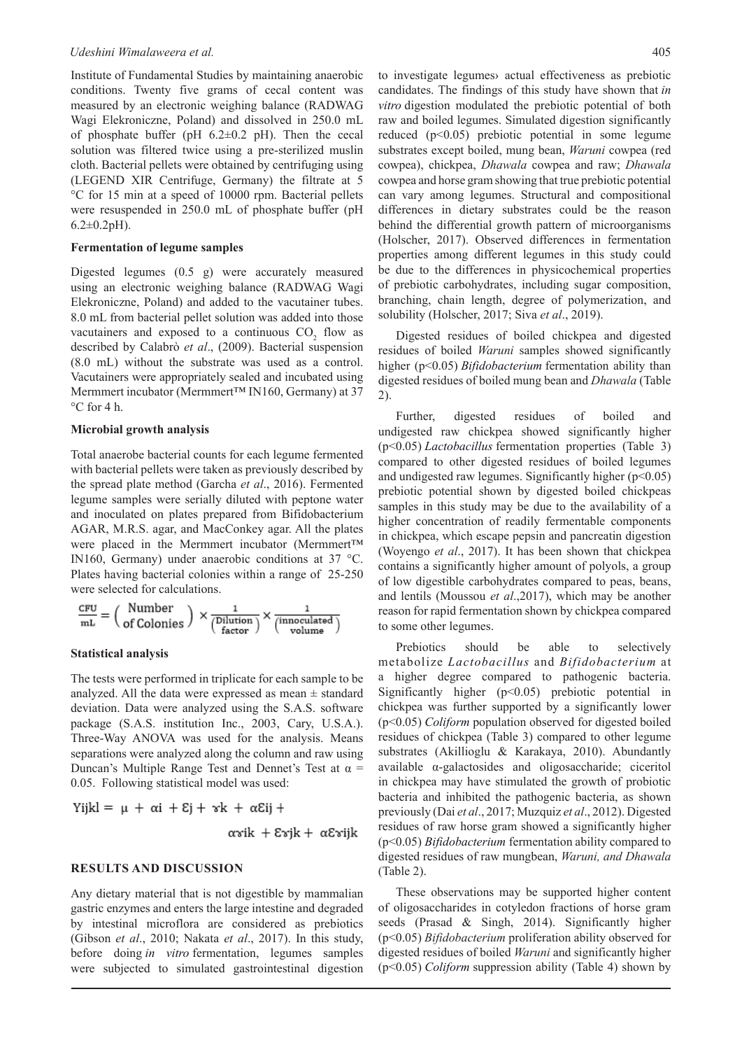Institute of Fundamental Studies by maintaining anaerobic conditions. Twenty five grams of cecal content was measured by an electronic weighing balance (RADWAG Wagi Elekroniczne, Poland) and dissolved in 250.0 mL of phosphate buffer (pH 6.2±0.2 pH). Then the cecal solution was filtered twice using a pre-sterilized muslin cloth. Bacterial pellets were obtained by centrifuging using (LEGEND XIR Centrifuge, Germany) the filtrate at 5 °C for 15 min at a speed of 10000 rpm. Bacterial pellets were resuspended in 250.0 mL of phosphate buffer (pH 6.2±0.2pH).

**Fermentation of legume samples**

Digested legumes (0.5 g) were accurately measured using an electronic weighing balance (RADWAG Wagi Elekroniczne, Poland) and added to the vacutainer tubes. 8.0 mL from bacterial pellet solution was added into those vacutainers and exposed to a continuous $CO_2$ flow as described by Calabrò *et al*., (2009). Bacterial suspension (8.0 mL) without the substrate was used as a control. Vacutainers were appropriately sealed and incubated using Mermmert incubator (Mermmert™ IN160, Germany) at 37 °C for 4 h.

**Microbial growth analysis**

Total anaerobe bacterial counts for each legume fermented with bacterial pellets were taken as previously described by the spread plate method (Garcha *et al*., 2016). Fermented legume samples were serially diluted with peptone water and inoculated on plates prepared from Bifidobacterium AGAR, M.R.S. agar, and MacConkey agar. All the plates were placed in the Mermmert incubator (Mermmert™ IN160, Germany) under anaerobic conditions at 37 °C. Plates having bacterial colonies within a range of 25-250 were selected for calculations.

$$\frac{\text{CFU}}{\text{mL}} = \left(\begin{array}{c}\text{Number}\\ \text{of Colonies}\end{array}\right) \times \frac{1}{\left(\begin{array}{c}\text{Dilution}\\ \text{factor}\end{array}\right)} \times \frac{1}{\left(\begin{array}{c}\text{innoculated}\\ \text{volume}\end{array}\right)}$$

**Statistical analysis**

The tests were performed in triplicate for each sample to be analyzed. All the data were expressed as mean ± standard deviation. Data were analyzed using the S.A.S. software package (S.A.S. institution Inc., 2003, Cary, U.S.A.). Three-Way ANOVA was used for the analysis. Means separations were analyzed along the column and raw using Duncan's Multiple Range Test and Dennet's Test at $\alpha$ = 0.05. Following statistical model was used:

$$Yijkl = \mu + \alpha i + \mathcal{E}j + \gamma k + \alpha\mathcal{E}ij + \alpha\gamma ik + \mathcal{E}\gamma jk + \alpha\mathcal{E}\gamma ijk$$

## RESULTS AND DISCUSSION

Any dietary material that is not digestible by mammalian gastric enzymes and enters the large intestine and degraded by intestinal microflora are considered as prebiotics (Gibson *et al*., 2010; Nakata *et al*., 2017). In this study, before doing *in vitro* fermentation, legumes samples were subjected to simulated gastrointestinal digestion to investigate legumes› actual effectiveness as prebiotic candidates. The findings of this study have shown that *in vitro* digestion modulated the prebiotic potential of both raw and boiled legumes. Simulated digestion significantly reduced ($p<0.05$) prebiotic potential in some legume substrates except boiled, mung bean, *Waruni* cowpea (red cowpea), chickpea, *Dhawala* cowpea and raw; *Dhawala* cowpea and horse gram showing that true prebiotic potential can vary among legumes. Structural and compositional differences in dietary substrates could be the reason behind the differential growth pattern of microorganisms (Holscher, 2017). Observed differences in fermentation properties among different legumes in this study could be due to the differences in physicochemical properties of prebiotic carbohydrates, including sugar composition, branching, chain length, degree of polymerization, and solubility (Holscher, 2017; Siva *et al*., 2019).

Digested residues of boiled chickpea and digested residues of boiled *Waruni* samples showed significantly higher ($p<0.05$) *Bifidobacterium* fermentation ability than digested residues of boiled mung bean and *Dhawala* (Table 2).

Further, digested residues of boiled and undigested raw chickpea showed significantly higher ($p<0.05$) *Lactobacillus* fermentation properties (Table 3) compared to other digested residues of boiled legumes and undigested raw legumes. Significantly higher ($p<0.05$) prebiotic potential shown by digested boiled chickpeas samples in this study may be due to the availability of a higher concentration of readily fermentable components in chickpea, which escape pepsin and pancreatin digestion (Woyengo *et al*., 2017). It has been shown that chickpea contains a significantly higher amount of polyols, a group of low digestible carbohydrates compared to peas, beans, and lentils (Moussou *et al*.,2017), which may be another reason for rapid fermentation shown by chickpea compared to some other legumes.

Prebiotics should be able to selectively metabolize *Lactobacillus* and *Bifidobacterium* at a higher degree compared to pathogenic bacteria. Significantly higher ($p<0.05$) prebiotic potential in chickpea was further supported by a significantly lower ($p<0.05$) *Coliform* population observed for digested boiled residues of chickpea (Table 3) compared to other legume substrates (Akillioglu & Karakaya, 2010). Abundantly available α-galactosides and oligosaccharide; ciceritol in chickpea may have stimulated the growth of probiotic bacteria and inhibited the pathogenic bacteria, as shown previously (Dai *et al*., 2017; Muzquiz *et al*., 2012). Digested residues of raw horse gram showed a significantly higher ($p<0.05$) *Bifidobacterium* fermentation ability compared to digested residues of raw mungbean, *Waruni, and Dhawala* (Table 2).

These observations may be supported higher content of oligosaccharides in cotyledon fractions of horse gram seeds (Prasad & Singh, 2014). Significantly higher ($p<0.05$) *Bifidobacterium* proliferation ability observed for digested residues of boiled *Waruni* and significantly higher ($p<0.05$) *Coliform* suppression ability (Table 4) shown by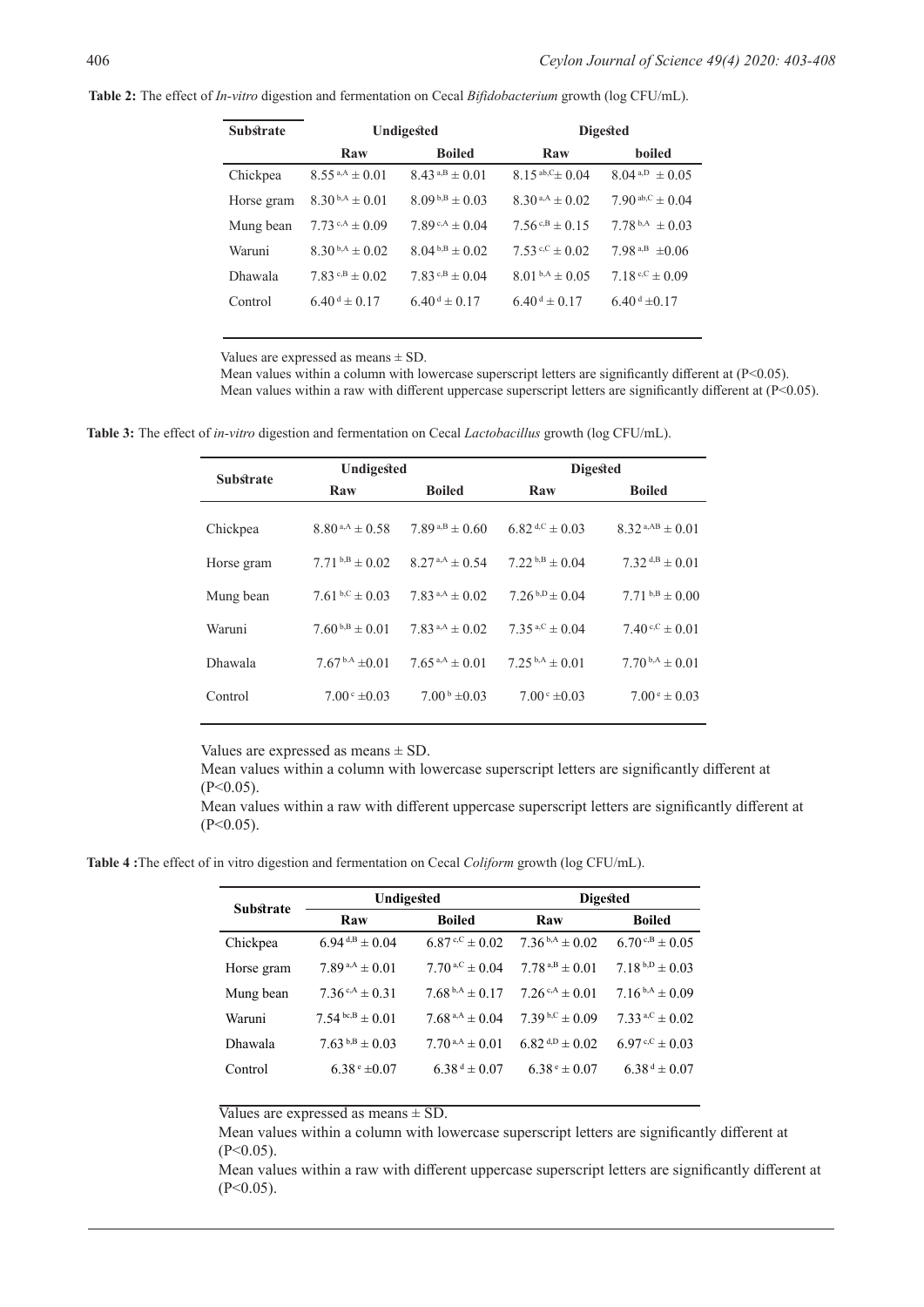**Table 2:** The effect of *In-vitro* digestion and fermentation on Cecal *Bifidobacterium* growth (log CFU/mL).

| Substrate | Undigested | | Digested | |
|---|---|---|---|---|
| | Raw | Boiled | Raw | boiled |
| Chickpea | $8.55^{a,A} \pm 0.01$ | $8.43^{a,B} \pm 0.01$ | $8.15^{ab,C} \pm 0.04$ | $8.04^{a,D} \pm 0.05$ |
| Horse gram | $8.30^{b,A} \pm 0.01$ | $8.09^{b,B} \pm 0.03$ | $8.30^{a,A} \pm 0.02$ | $7.90^{ab,C} \pm 0.04$ |
| Mung bean | $7.73^{c,A} \pm 0.09$ | $7.89^{c,A} \pm 0.04$ | $7.56^{c,B} \pm 0.15$ | $7.78^{b,A} \pm 0.03$ |
| Waruni | $8.30^{b,A} \pm 0.02$ | $8.04^{b,B} \pm 0.02$ | $7.53^{c,C} \pm 0.02$ | $7.98^{a,B} \pm 0.06$ |
| Dhawala | $7.83^{c,B} \pm 0.02$ | $7.83^{c,B} \pm 0.04$ | $8.01^{b,A} \pm 0.05$ | $7.18^{c,C} \pm 0.09$ |
| Control | $6.40^{d} \pm 0.17$ | $6.40^{d} \pm 0.17$ | $6.40^{d} \pm 0.17$ | $6.40^{d} \pm 0.17$ |

Values are expressed as means ± SD.
Mean values within a column with lowercase superscript letters are significantly different at ($P<0.05$).
Mean values within a raw with different uppercase superscript letters are significantly different at ($P<0.05$).

**Table 3:** The effect of *in-vitro* digestion and fermentation on Cecal *Lactobacillus* growth (log CFU/mL).

| Substrate | Undigested | | Digested | |
|---|---|---|---|---|
| | Raw | Boiled | Raw | Boiled |
| Chickpea | $8.80^{a,A} \pm 0.58$ | $7.89^{a,B} \pm 0.60$ | $6.82^{d,C} \pm 0.03$ | $8.32^{a,AB} \pm 0.01$ |
| Horse gram | $7.71^{b,B} \pm 0.02$ | $8.27^{a,A} \pm 0.54$ | $7.22^{b,B} \pm 0.04$ | $7.32^{d,B} \pm 0.01$ |
| Mung bean | $7.61^{b,C} \pm 0.03$ | $7.83^{a,A} \pm 0.02$ | $7.26^{b,D} \pm 0.04$ | $7.71^{b,B} \pm 0.00$ |
| Waruni | $7.60^{b,B} \pm 0.01$ | $7.83^{a,A} \pm 0.02$ | $7.35^{a,C} \pm 0.04$ | $7.40^{c,C} \pm 0.01$ |
| Dhawala | $7.67^{b,A} \pm 0.01$ | $7.65^{a,A} \pm 0.01$ | $7.25^{b,A} \pm 0.01$ | $7.70^{b,A} \pm 0.01$ |
| Control | $7.00^{c} \pm 0.03$ | $7.00^{b} \pm 0.03$ | $7.00^{c} \pm 0.03$ | $7.00^{e} \pm 0.03$ |

Values are expressed as means ± SD.
Mean values within a column with lowercase superscript letters are significantly different at ($P<0.05$).
Mean values within a raw with different uppercase superscript letters are significantly different at ($P<0.05$).

**Table 4 :** The effect of in vitro digestion and fermentation on Cecal *Coliform* growth (log CFU/mL).

| Substrate | Undigested | | Digested | |
|---|---|---|---|---|
| | Raw | Boiled | Raw | Boiled |
| Chickpea | $6.94^{d,B} \pm 0.04$ | $6.87^{c,C} \pm 0.02$ | $7.36^{b,A} \pm 0.02$ | $6.70^{c,B} \pm 0.05$ |
| Horse gram | $7.89^{a,A} \pm 0.01$ | $7.70^{a,C} \pm 0.04$ | $7.78^{a,B} \pm 0.01$ | $7.18^{b,D} \pm 0.03$ |
| Mung bean | $7.36^{c,A} \pm 0.31$ | $7.68^{b,A} \pm 0.17$ | $7.26^{c,A} \pm 0.01$ | $7.16^{b,A} \pm 0.09$ |
| Waruni | $7.54^{bc,B} \pm 0.01$ | $7.68^{a,A} \pm 0.04$ | $7.39^{b,C} \pm 0.09$ | $7.33^{a,C} \pm 0.02$ |
| Dhawala | $7.63^{b,B} \pm 0.03$ | $7.70^{a,A} \pm 0.01$ | $6.82^{d,D} \pm 0.02$ | $6.97^{c,C} \pm 0.03$ |
| Control | $6.38^{e} \pm 0.07$ | $6.38^{d} \pm 0.07$ | $6.38^{e} \pm 0.07$ | $6.38^{d} \pm 0.07$ |

Values are expressed as means ± SD.
Mean values within a column with lowercase superscript letters are significantly different at ($P<0.05$).
Mean values within a raw with different uppercase superscript letters are significantly different at ($P<0.05$).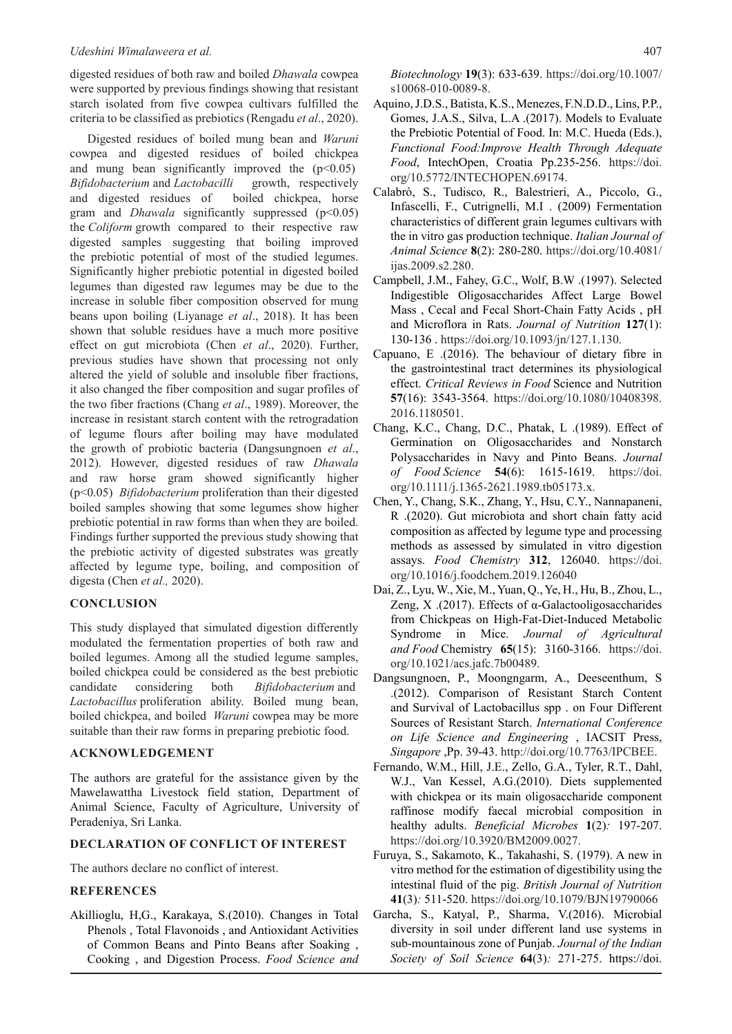digested residues of both raw and boiled *Dhawala* cowpea were supported by previous findings showing that resistant starch isolated from five cowpea cultivars fulfilled the criteria to be classified as prebiotics (Rengadu *et al*., 2020).

Digested residues of boiled mung bean and *Waruni* cowpea and digested residues of boiled chickpea and mung bean significantly improved the ($p<0.05$) *Bifidobacterium* and *Lactobacilli* growth, respectively and digested residues of boiled chickpea, horse gram and *Dhawala* significantly suppressed ($p<0.05$) the *Coliform* growth compared to their respective raw digested samples suggesting that boiling improved the prebiotic potential of most of the studied legumes. Significantly higher prebiotic potential in digested boiled legumes than digested raw legumes may be due to the increase in soluble fiber composition observed for mung beans upon boiling (Liyanage *et al*., 2018). It has been shown that soluble residues have a much more positive effect on gut microbiota (Chen *et al*., 2020). Further, previous studies have shown that processing not only altered the yield of soluble and insoluble fiber fractions, it also changed the fiber composition and sugar profiles of the two fiber fractions (Chang *et al*., 1989). Moreover, the increase in resistant starch content with the retrogradation of legume flours after boiling may have modulated the growth of probiotic bacteria (Dangsungnoen *et al*., 2012). However, digested residues of raw *Dhawala* and raw horse gram showed significantly higher ($p<0.05$) *Bifidobacterium* proliferation than their digested boiled samples showing that some legumes show higher prebiotic potential in raw forms than when they are boiled. Findings further supported the previous study showing that the prebiotic activity of digested substrates was greatly affected by legume type, boiling, and composition of digesta (Chen *et al.,* 2020).

## CONCLUSION

This study displayed that simulated digestion differently modulated the fermentation properties of both raw and boiled legumes. Among all the studied legume samples, boiled chickpea could be considered as the best prebiotic candidate considering both *Bifidobacterium* and *Lactobacillus* proliferation ability. Boiled mung bean, boiled chickpea, and boiled *Waruni* cowpea may be more suitable than their raw forms in preparing prebiotic food.

## ACKNOWLEDGEMENT

The authors are grateful for the assistance given by the Mawelawattha Livestock field station, Department of Animal Science, Faculty of Agriculture, University of Peradeniya, Sri Lanka.

## DECLARATION OF CONFLICT OF INTEREST

The authors declare no conflict of interest.

## REFERENCES

Akillioglu, H,G., Karakaya, S.(2010). Changes in Total Phenols , Total Flavonoids , and Antioxidant Activities of Common Beans and Pinto Beans after Soaking , Cooking , and Digestion Process. *Food Science and Biotechnology* **19**(3): 633-639. https://doi.org/10.1007/s10068-010-0089-8.

Aquino, J.D.S., Batista, K.S., Menezes, F.N.D.D., Lins, P.P., Gomes, J.A.S., Silva, L.A .(2017). Models to Evaluate the Prebiotic Potential of Food. In: M.C. Hueda (Eds.), *Functional Food:Improve Health Through Adequate Food*, IntechOpen, Croatia Pp.235-256. https://doi.org/10.5772/INTECHOPEN.69174.

Calabrò, S., Tudisco, R., Balestrieri, A., Piccolo, G., Infascelli, F., Cutrignelli, M.I . (2009) Fermentation characteristics of different grain legumes cultivars with the in vitro gas production technique. *Italian Journal of Animal Science* **8**(2): 280-280. https://doi.org/10.4081/ijas.2009.s2.280.

Campbell, J.M., Fahey, G.C., Wolf, B.W .(1997). Selected Indigestible Oligosaccharides Affect Large Bowel Mass , Cecal and Fecal Short-Chain Fatty Acids , pH and Microflora in Rats. *Journal of Nutrition* **127**(1): 130-136 . https://doi.org/10.1093/jn/127.1.130.

Capuano, E .(2016). The behaviour of dietary fibre in the gastrointestinal tract determines its physiological effect. *Critical Reviews in Food* Science and Nutrition **57**(16): 3543-3564. https://doi.org/10.1080/10408398.2016.1180501.

Chang, K.C., Chang, D.C., Phatak, L .(1989). Effect of Germination on Oligosaccharides and Nonstarch Polysaccharides in Navy and Pinto Beans. *Journal of Food Science* **54**(6): 1615-1619. https://doi.org/10.1111/j.1365-2621.1989.tb05173.x.

Chen, Y., Chang, S.K., Zhang, Y., Hsu, C.Y., Nannapaneni, R .(2020). Gut microbiota and short chain fatty acid composition as affected by legume type and processing methods as assessed by simulated in vitro digestion assays. *Food Chemistry* **312**, 126040. https://doi.org/10.1016/j.foodchem.2019.126040

Dai, Z., Lyu, W., Xie, M., Yuan, Q., Ye, H., Hu, B., Zhou, L., Zeng, X .(2017). Effects of α-Galactooligosaccharides from Chickpeas on High-Fat-Diet-Induced Metabolic Syndrome in Mice. *Journal of Agricultural and Food* Chemistry **65**(15): 3160-3166. https://doi.org/10.1021/acs.jafc.7b00489.

Dangsungnoen, P., Moongngarm, A., Deeseenthum, S .(2012). Comparison of Resistant Starch Content and Survival of Lactobacillus spp . on Four Different Sources of Resistant Starch. *International Conference on Life Science and Engineering* , IACSIT Press, *Singapore* ,Pp. 39-43. http://doi.org/10.7763/IPCBEE.

Fernando, W.M., Hill, J.E., Zello, G.A., Tyler, R.T., Dahl, W.J., Van Kessel, A.G.(2010). Diets supplemented with chickpea or its main oligosaccharide component raffinose modify faecal microbial composition in healthy adults. *Beneficial Microbes* **1**(2)*:* 197-207. https://doi.org/10.3920/BM2009.0027.

Furuya, S., Sakamoto, K., Takahashi, S. (1979). A new in vitro method for the estimation of digestibility using the intestinal fluid of the pig. *British Journal of Nutrition* **41**(3)*:* 511-520. https://doi.org/10.1079/BJN19790066

Garcha, S., Katyal, P., Sharma, V.(2016). Microbial diversity in soil under different land use systems in sub-mountainous zone of Punjab. *Journal of the Indian Society of Soil Science* **64**(3)*:* 271-275. https://doi.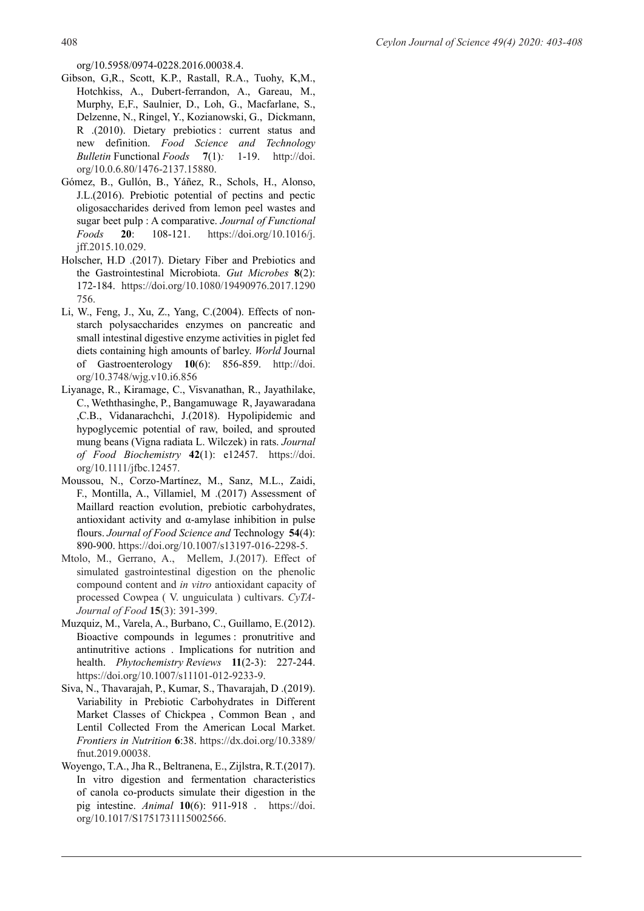org/10.5958/0974-0228.2016.00038.4.

Gibson, G,R., Scott, K.P., Rastall, R.A., Tuohy, K,M., Hotchkiss, A., Dubert-ferrandon, A., Gareau, M., Murphy, E,F., Saulnier, D., Loh, G., Macfarlane, S., Delzenne, N., Ringel, Y., Kozianowski, G., Dickmann, R .(2010). Dietary prebiotics : current status and new definition. *Food Science and Technology Bulletin* Functional *Foods* **7**(1)*:* 1-19. http://doi.org/10.0.6.80/1476-2137.15880.

Gómez, B., Gullón, B., Yáñez, R., Schols, H., Alonso, J.L.(2016). Prebiotic potential of pectins and pectic oligosaccharides derived from lemon peel wastes and sugar beet pulp : A comparative. *Journal of Functional Foods* **20**: 108-121. https://doi.org/10.1016/j.jff.2015.10.029.

Holscher, H.D .(2017). Dietary Fiber and Prebiotics and the Gastrointestinal Microbiota. *Gut Microbes* **8**(2): 172-184. https://doi.org/10.1080/19490976.2017.1290756.

Li, W., Feng, J., Xu, Z., Yang, C.(2004). Effects of non-starch polysaccharides enzymes on pancreatic and small intestinal digestive enzyme activities in piglet fed diets containing high amounts of barley. *World* Journal of Gastroenterology **10**(6): 856-859. http://doi.org/10.3748/wjg.v10.i6.856

Liyanage, R., Kiramage, C., Visvanathan, R., Jayathilake, C., Weththasinghe, P., Bangamuwage R, Jayawaradana ,C.B., Vidanarachchi, J.(2018). Hypolipidemic and hypoglycemic potential of raw, boiled, and sprouted mung beans (Vigna radiata L. Wilczek) in rats. *Journal of Food Biochemistry* **42**(1): e12457. https://doi.org/10.1111/jfbc.12457.

Moussou, N., Corzo-Martínez, M., Sanz, M.L., Zaidi, F., Montilla, A., Villamiel, M .(2017) Assessment of Maillard reaction evolution, prebiotic carbohydrates, antioxidant activity and α-amylase inhibition in pulse flours. *Journal of Food Science and* Technology **54**(4): 890-900. https://doi.org/10.1007/s13197-016-2298-5.

Mtolo, M., Gerrano, A., Mellem, J.(2017). Effect of simulated gastrointestinal digestion on the phenolic compound content and *in vitro* antioxidant capacity of processed Cowpea ( V. unguiculata ) cultivars. *CyTA-Journal of Food* **15**(3): 391-399.

Muzquiz, M., Varela, A., Burbano, C., Guillamo, E.(2012). Bioactive compounds in legumes : pronutritive and antinutritive actions . Implications for nutrition and health. *Phytochemistry Reviews* **11**(2-3): 227-244. https://doi.org/10.1007/s11101-012-9233-9.

Siva, N., Thavarajah, P., Kumar, S., Thavarajah, D .(2019). Variability in Prebiotic Carbohydrates in Different Market Classes of Chickpea , Common Bean , and Lentil Collected From the American Local Market. *Frontiers in Nutrition* **6**:38. https://dx.doi.org/10.3389/fnut.2019.00038.

Woyengo, T.A., Jha R., Beltranena, E., Zijlstra, R.T.(2017). In vitro digestion and fermentation characteristics of canola co-products simulate their digestion in the pig intestine. *Animal* **10**(6): 911-918 . https://doi.org/10.1017/S1751731115002566.